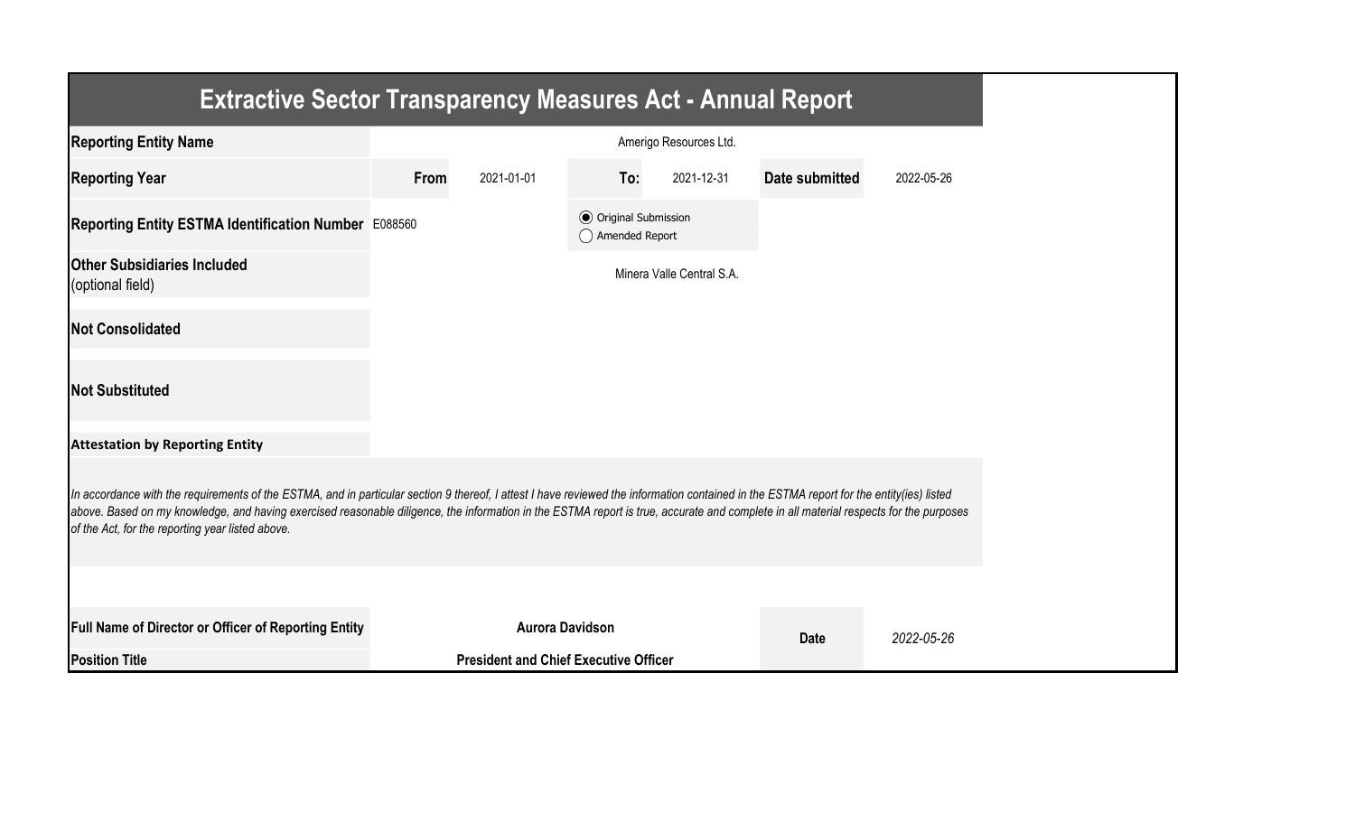# Extractive Sector Transparency Measures Act - Annual Report

| | | | | | | |
|---|---|---|---|---|---|---|
| **Reporting Entity Name** | Amerigo Resources Ltd. | | | | | |
| **Reporting Year** | **From** | 2021-01-01 | **To:** | 2021-12-31 | **Date submitted** | 2022-05-26 |
| **Reporting Entity ESTMA Identification Number** | E088560 | | ◉ Original Submission<br>◯ Amended Report | | | |
| **Other Subsidiaries Included** (optional field) | Minera Valle Central S.A. | | | | | |
| **Not Consolidated** | | | | | | |
| **Not Substituted** | | | | | | |

**Attestation by Reporting Entity**

*In accordance with the requirements of the ESTMA, and in particular section 9 thereof, I attest I have reviewed the information contained in the ESTMA report for the entity(ies) listed above. Based on my knowledge, and having exercised reasonable diligence, the information in the ESTMA report is true, accurate and complete in all material respects for the purposes of the Act, for the reporting year listed above.*

| | | | |
|---|---|---|---|
| **Full Name of Director or Officer of Reporting Entity** | **Aurora Davidson** | **Date** | *2022-05-26* |
| **Position Title** | **President and Chief Executive Officer** | | |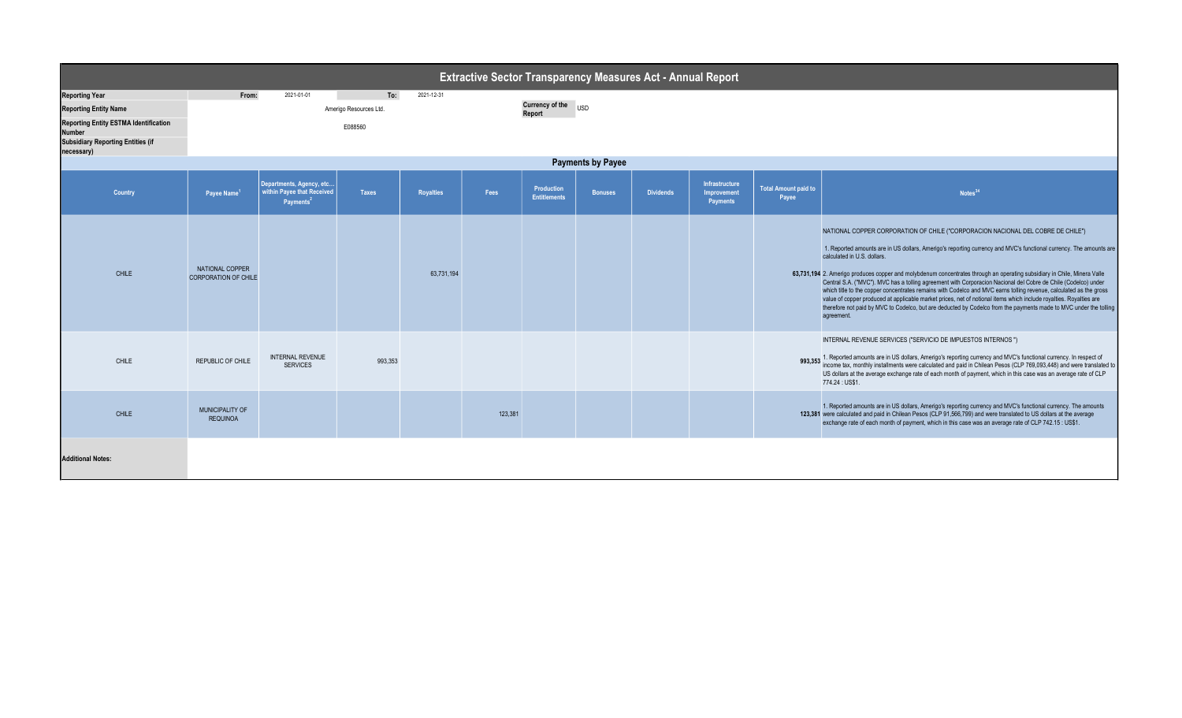# Extractive Sector Transparency Measures Act - Annual Report

| | | | | | |
|---|---|---|---|---|---|
| **Reporting Year** | From: | 2021-01-01 | To: | 2021-12-31 | |
| **Reporting Entity Name** | Amerigo Resources Ltd. | | | Currency of the Report | USD |
| **Reporting Entity ESTMA Identification Number** | E088560 | | | | |
| **Subsidiary Reporting Entities (if necessary)** | | | | | |

## Payments by Payee

| Country | Payee Name[1] | Departments, Agency, etc... within Payee that Received Payments[2] | Taxes | Royalties | Fees | Production Entitlements | Bonuses | Dividends | Infrastructure Improvement Payments | Total Amount paid to Payee | Notes[34] |
|---|---|---|---|---|---|---|---|---|---|---|---|
| CHILE | NATIONAL COPPER CORPORATION OF CHILE | | | 63,731,194 | | | | | | 63,731,194 | NATIONAL COPPER CORPORATION OF CHILE ("CORPORACION NACIONAL DEL COBRE DE CHILE") 1. Reported amounts are in US dollars, Amerigo's reporting currency and MVC's functional currency. The amounts are calculated in U.S. dollars. 2. Amerigo produces copper and molybdenum concentrates through an operating subsidiary in Chile, Minera Valle Central S.A. ("MVC"). MVC has a tolling agreement with Corporacion Nacional del Cobre de Chile (Codelco) under which title to the copper concentrates remains with Codelco and MVC earns tolling revenue, calculated as the gross value of copper produced at applicable market prices, net of notional items which include royalties. Royalties are therefore not paid by MVC to Codelco, but are deducted by Codelco from the payments made to MVC under the tolling agreement. |
| CHILE | REPUBLIC OF CHILE | INTERNAL REVENUE SERVICES | 993,353 | | | | | | | 993,353 | INTERNAL REVENUE SERVICES ("SERVICIO DE IMPUESTOS INTERNOS ") 1. Reported amounts are in US dollars, Amerigo's reporting currency and MVC's functional currency. In respect of income tax, monthly installments were calculated and paid in Chilean Pesos (CLP 769,093,448) and were translated to US dollars at the average exchange rate of each month of payment, which in this case was an average rate of CLP 774.24 : US$1. |
| CHILE | MUNICIPALITY OF REQUINOA | | | | 123,381 | | | | | 123,381 | 1. Reported amounts are in US dollars, Amerigo's reporting currency and MVC's functional currency. The amounts were calculated and paid in Chilean Pesos (CLP 91,566,799) and were translated to US dollars at the average exchange rate of each month of payment, which in this case was an average rate of CLP 742.15 : US$1. |

**Additional Notes:**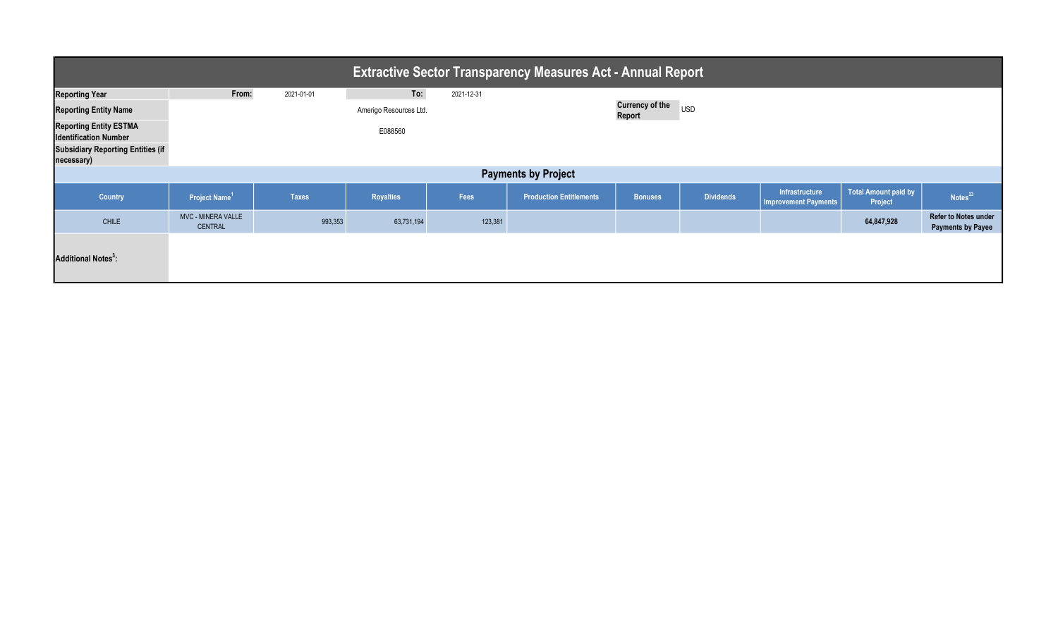# Extractive Sector Transparency Measures Act - Annual Report

| | | | | | |
|---|---|---|---|---|---|
| **Reporting Year** | **From:** | 2021-01-01 | **To:** | 2021-12-31 | |
| **Reporting Entity Name** | Amerigo Resources Ltd. | | | **Currency of the Report** | USD |
| **Reporting Entity ESTMA Identification Number** | E088560 | | | | |
| **Subsidiary Reporting Entities (if necessary)** | | | | | |

## Payments by Project

| Country | Project Name[1] | Taxes | Royalties | Fees | Production Entitlements | Bonuses | Dividends | Infrastructure Improvement Payments | Total Amount paid by Project | Notes[23] |
|---|---|---|---|---|---|---|---|---|---|---|
| CHILE | MVC - MINERA VALLE CENTRAL | 993,353 | 63,731,194 | 123,381 | | | | | **64,847,928** | **Refer to Notes under Payments by Payee** |

**Additional Notes[3]:**